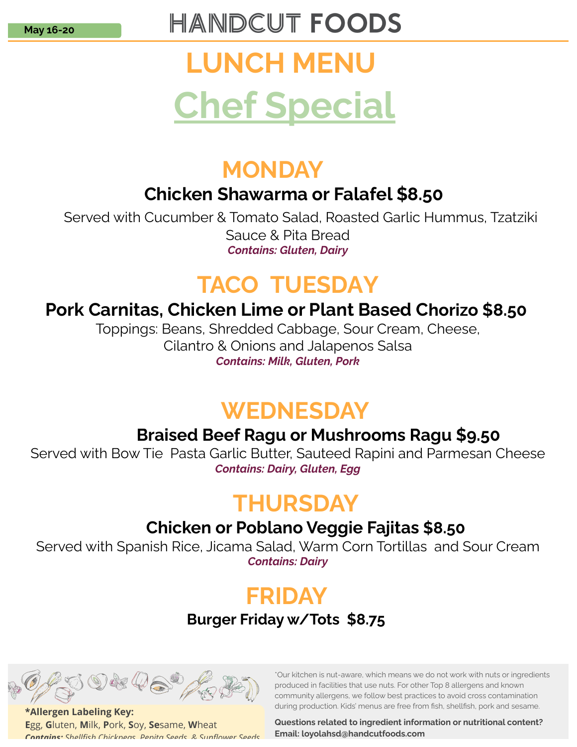May 16-20

# HANDCUT FOODS

# LUNCH MENU

# Chef Special

## MONDAY

### Chicken Shawarma or Falafel $8.50

Served with Cucumber & Tomato Salad, Roasted Garlic Hummus, Tzatziki Sauce & Pita Bread

***Contains: Gluten, Dairy***

## TACO TUESDAY

### Pork Carnitas, Chicken Lime or Plant Based Chorizo $8.50

Toppings: Beans, Shredded Cabbage, Sour Cream, Cheese, Cilantro & Onions and Jalapenos Salsa

***Contains: Milk, Gluten, Pork***

## WEDNESDAY

### Braised Beef Ragu or Mushrooms Ragu $9.50

Served with Bow Tie Pasta Garlic Butter, Sauteed Rapini and Parmesan Cheese

***Contains: Dairy, Gluten, Egg***

## THURSDAY

### Chicken or Poblano Veggie Fajitas $8.50

Served with Spanish Rice, Jicama Salad, Warm Corn Tortillas and Sour Cream

***Contains: Dairy***

## FRIDAY

### Burger Friday w/Tots $8.75

**\*Allergen Labeling Key:**
**E**gg, **G**luten, **M**ilk, **P**ork, **S**oy, **Se**same, **W**heat
***Contains:*** *Shellfish Chickpeas, Pepita Seeds, & Sunflower Seeds*

*Our kitchen is nut-aware, which means we do not work with nuts or ingredients produced in facilities that use nuts. For other Top 8 allergens and known community allergens, we follow best practices to avoid cross contamination during production. Kids' menus are free from fish, shellfish, pork and sesame.

**Questions related to ingredient information or nutritional content?**
**Email: loyolahsd@handcutfoods.com**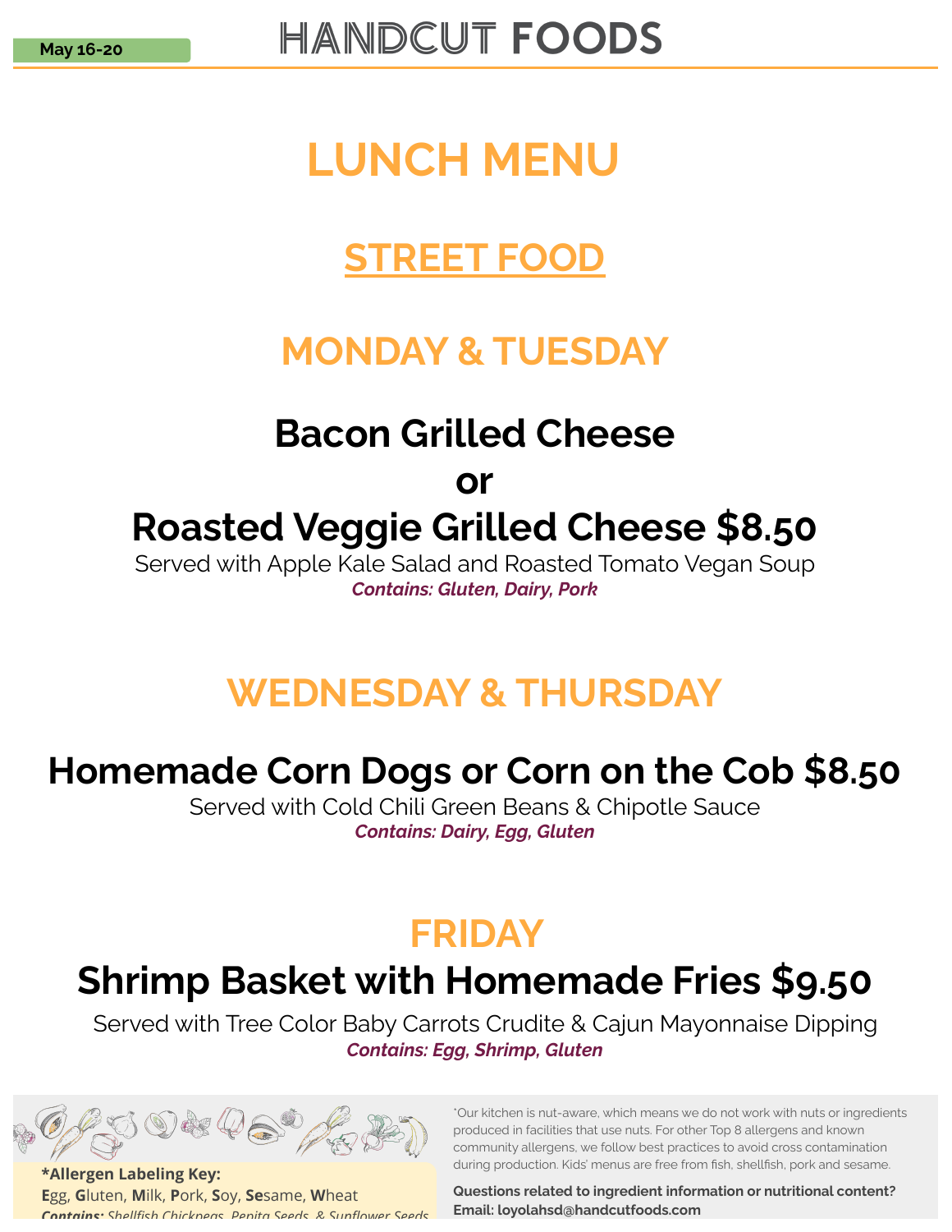May 16-20

# HANDCUT FOODS

# LUNCH MENU

## STREET FOOD

## MONDAY & TUESDAY

### Bacon Grilled Cheese
### or
### Roasted Veggie Grilled Cheese $8.50

Served with Apple Kale Salad and Roasted Tomato Vegan Soup

***Contains: Gluten, Dairy, Pork***

## WEDNESDAY & THURSDAY

### Homemade Corn Dogs or Corn on the Cob $8.50

Served with Cold Chili Green Beans & Chipotle Sauce

***Contains: Dairy, Egg, Gluten***

## FRIDAY

### Shrimp Basket with Homemade Fries $9.50

Served with Tree Color Baby Carrots Crudite & Cajun Mayonnaise Dipping

***Contains: Egg, Shrimp, Gluten***

**\*Allergen Labeling Key:**
**E**gg, **G**luten, **M**ilk, **P**ork, **S**oy, **Se**same, **W**heat
***Contains:*** *Shellfish Chickpeas, Penita Seeds, & Sunflower Seeds*

*Our kitchen is nut-aware, which means we do not work with nuts or ingredients produced in facilities that use nuts. For other Top 8 allergens and known community allergens, we follow best practices to avoid cross contamination during production. Kids' menus are free from fish, shellfish, pork and sesame.

**Questions related to ingredient information or nutritional content?**
**Email: loyolahsd@handcutfoods.com**